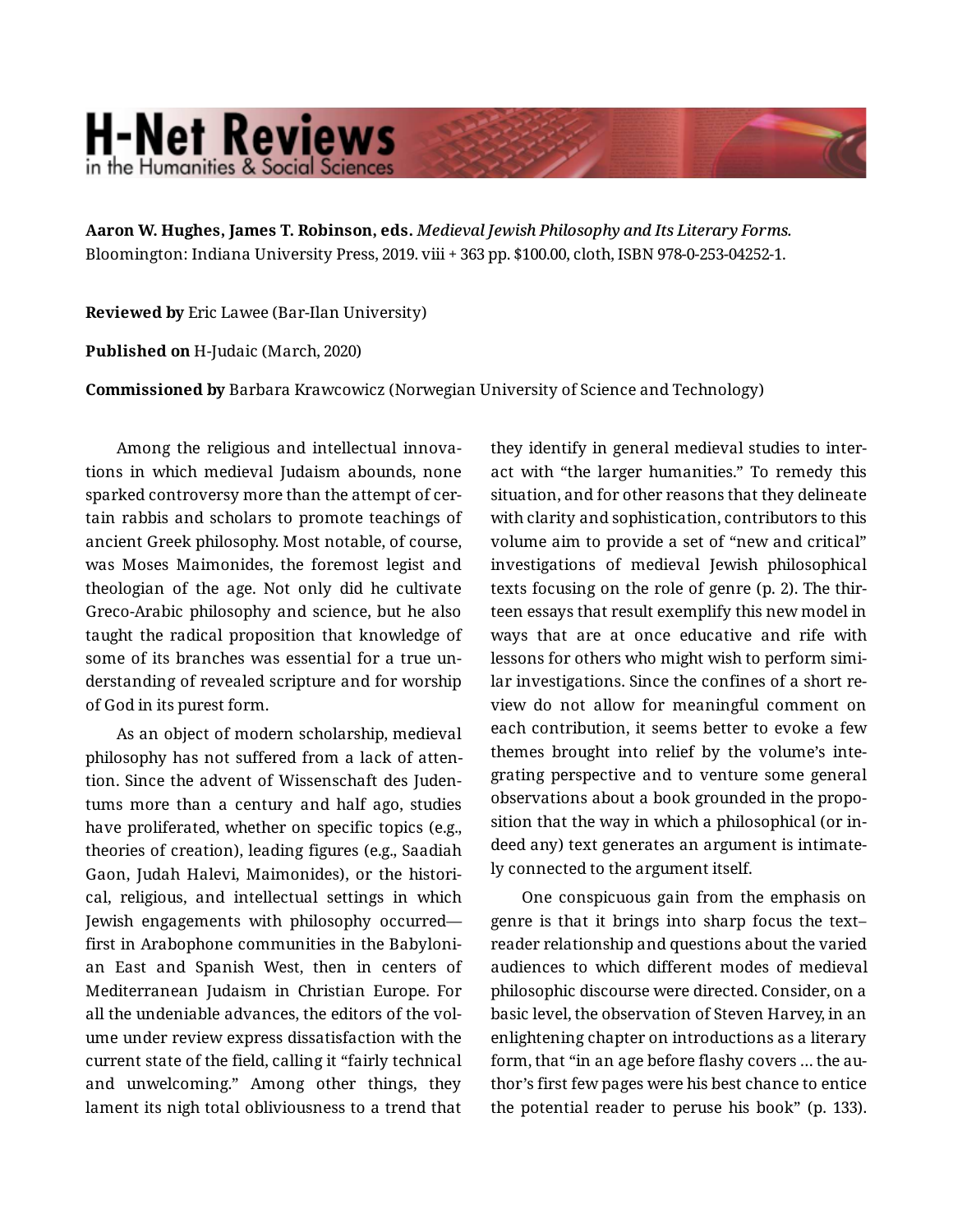# H-Net Reviews in the Humanities & Social Sciences

**Aaron W. Hughes, James T. Robinson, eds.** *Medieval Jewish Philosophy and Its Literary Forms.* Bloomington: Indiana University Press, 2019. viii + 363 pp. $100.00, cloth, ISBN 978-0-253-04252-1.

**Reviewed by** Eric Lawee (Bar-Ilan University)

**Published on** H-Judaic (March, 2020)

**Commissioned by** Barbara Krawcowicz (Norwegian University of Science and Technology)

Among the religious and intellectual innovations in which medieval Judaism abounds, none sparked controversy more than the attempt of certain rabbis and scholars to promote teachings of ancient Greek philosophy. Most notable, of course, was Moses Maimonides, the foremost legist and theologian of the age. Not only did he cultivate Greco-Arabic philosophy and science, but he also taught the radical proposition that knowledge of some of its branches was essential for a true understanding of revealed scripture and for worship of God in its purest form.

As an object of modern scholarship, medieval philosophy has not suffered from a lack of attention. Since the advent of Wissenschaft des Judentums more than a century and half ago, studies have proliferated, whether on specific topics (e.g., theories of creation), leading figures (e.g., Saadiah Gaon, Judah Halevi, Maimonides), or the historical, religious, and intellectual settings in which Jewish engagements with philosophy occurred—first in Arabophone communities in the Babylonian East and Spanish West, then in centers of Mediterranean Judaism in Christian Europe. For all the undeniable advances, the editors of the volume under review express dissatisfaction with the current state of the field, calling it "fairly technical and unwelcoming." Among other things, they lament its nigh total obliviousness to a trend that they identify in general medieval studies to interact with "the larger humanities." To remedy this situation, and for other reasons that they delineate with clarity and sophistication, contributors to this volume aim to provide a set of "new and critical" investigations of medieval Jewish philosophical texts focusing on the role of genre (p. 2). The thirteen essays that result exemplify this new model in ways that are at once educative and rife with lessons for others who might wish to perform similar investigations. Since the confines of a short review do not allow for meaningful comment on each contribution, it seems better to evoke a few themes brought into relief by the volume's integrating perspective and to venture some general observations about a book grounded in the proposition that the way in which a philosophical (or indeed any) text generates an argument is intimately connected to the argument itself.

One conspicuous gain from the emphasis on genre is that it brings into sharp focus the text–reader relationship and questions about the varied audiences to which different modes of medieval philosophic discourse were directed. Consider, on a basic level, the observation of Steven Harvey, in an enlightening chapter on introductions as a literary form, that "in an age before flashy covers … the author's first few pages were his best chance to entice the potential reader to peruse his book" (p. 133).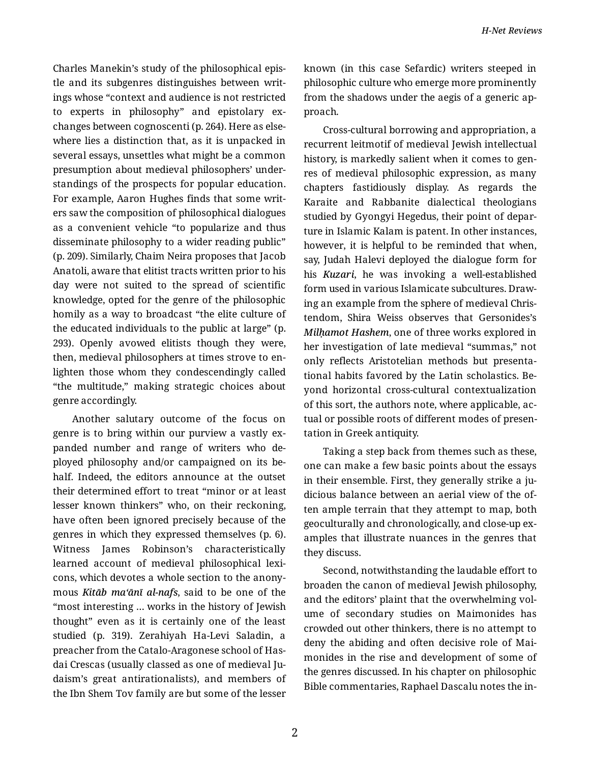Charles Manekin's study of the philosophical epistle and its subgenres distinguishes between writings whose "context and audience is not restricted to experts in philosophy" and epistolary exchanges between cognoscenti (p. 264). Here as elsewhere lies a distinction that, as it is unpacked in several essays, unsettles what might be a common presumption about medieval philosophers' understandings of the prospects for popular education. For example, Aaron Hughes finds that some writers saw the composition of philosophical dialogues as a convenient vehicle "to popularize and thus disseminate philosophy to a wider reading public" (p. 209). Similarly, Chaim Neira proposes that Jacob Anatoli, aware that elitist tracts written prior to his day were not suited to the spread of scientific knowledge, opted for the genre of the philosophic homily as a way to broadcast "the elite culture of the educated individuals to the public at large" (p. 293). Openly avowed elitists though they were, then, medieval philosophers at times strove to enlighten those whom they condescendingly called "the multitude," making strategic choices about genre accordingly.

Another salutary outcome of the focus on genre is to bring within our purview a vastly expanded number and range of writers who deployed philosophy and/or campaigned on its behalf. Indeed, the editors announce at the outset their determined effort to treat "minor or at least lesser known thinkers" who, on their reckoning, have often been ignored precisely because of the genres in which they expressed themselves (p. 6). Witness James Robinson's characteristically learned account of medieval philosophical lexicons, which devotes a whole section to the anonymous ***Kitāb ma'ānī al-nafs***, said to be one of the "most interesting … works in the history of Jewish thought" even as it is certainly one of the least studied (p. 319). Zerahiyah Ha-Levi Saladin, a preacher from the Catalo-Aragonese school of Hasdai Crescas (usually classed as one of medieval Judaism's great antirationalists), and members of the Ibn Shem Tov family are but some of the lesser known (in this case Sefardic) writers steeped in philosophic culture who emerge more prominently from the shadows under the aegis of a generic approach.

Cross-cultural borrowing and appropriation, a recurrent leitmotif of medieval Jewish intellectual history, is markedly salient when it comes to genres of medieval philosophic expression, as many chapters fastidiously display. As regards the Karaite and Rabbanite dialectical theologians studied by Gyongyi Hegedus, their point of departure in Islamic Kalam is patent. In other instances, however, it is helpful to be reminded that when, say, Judah Halevi deployed the dialogue form for his ***Kuzari***, he was invoking a well-established form used in various Islamicate subcultures. Drawing an example from the sphere of medieval Christendom, Shira Weiss observes that Gersonides's ***Milḥamot Hashem***, one of three works explored in her investigation of late medieval "summas," not only reflects Aristotelian methods but presentational habits favored by the Latin scholastics. Beyond horizontal cross-cultural contextualization of this sort, the authors note, where applicable, actual or possible roots of different modes of presentation in Greek antiquity.

Taking a step back from themes such as these, one can make a few basic points about the essays in their ensemble. First, they generally strike a judicious balance between an aerial view of the often ample terrain that they attempt to map, both geoculturally and chronologically, and close-up examples that illustrate nuances in the genres that they discuss.

Second, notwithstanding the laudable effort to broaden the canon of medieval Jewish philosophy, and the editors' plaint that the overwhelming volume of secondary studies on Maimonides has crowded out other thinkers, there is no attempt to deny the abiding and often decisive role of Maimonides in the rise and development of some of the genres discussed. In his chapter on philosophic Bible commentaries, Raphael Dascalu notes the in-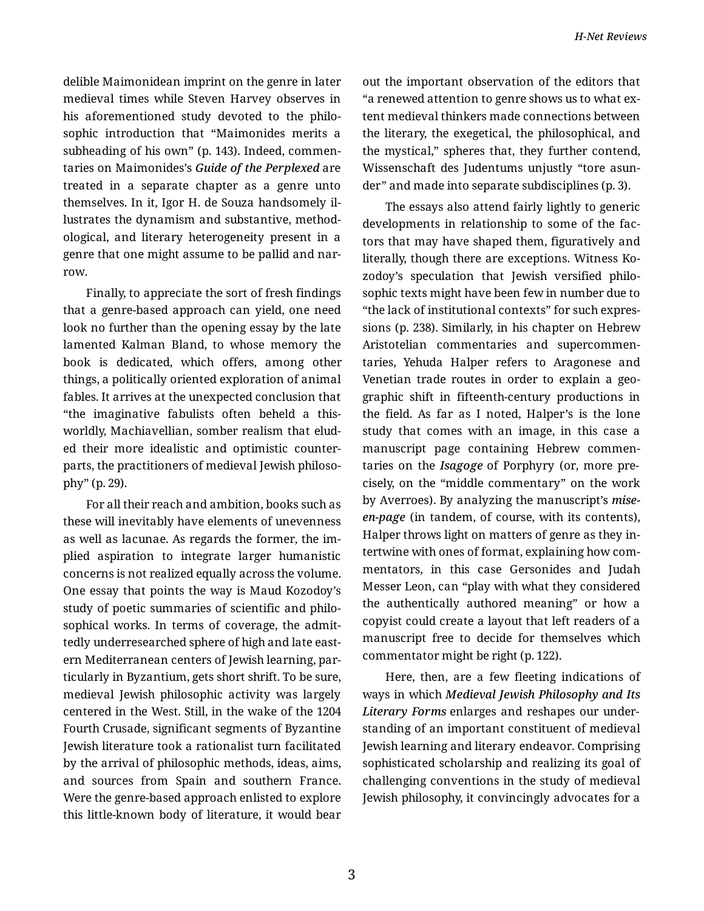delible Maimonidean imprint on the genre in later medieval times while Steven Harvey observes in his aforementioned study devoted to the philosophic introduction that "Maimonides merits a subheading of his own" (p. 143). Indeed, commentaries on Maimonides's ***Guide of the Perplexed*** are treated in a separate chapter as a genre unto themselves. In it, Igor H. de Souza handsomely illustrates the dynamism and substantive, methodological, and literary heterogeneity present in a genre that one might assume to be pallid and narrow.

Finally, to appreciate the sort of fresh findings that a genre-based approach can yield, one need look no further than the opening essay by the late lamented Kalman Bland, to whose memory the book is dedicated, which offers, among other things, a politically oriented exploration of animal fables. It arrives at the unexpected conclusion that "the imaginative fabulists often beheld a this-worldly, Machiavellian, somber realism that eluded their more idealistic and optimistic counterparts, the practitioners of medieval Jewish philosophy" (p. 29).

For all their reach and ambition, books such as these will inevitably have elements of unevenness as well as lacunae. As regards the former, the implied aspiration to integrate larger humanistic concerns is not realized equally across the volume. One essay that points the way is Maud Kozodoy's study of poetic summaries of scientific and philosophical works. In terms of coverage, the admittedly underresearched sphere of high and late eastern Mediterranean centers of Jewish learning, particularly in Byzantium, gets short shrift. To be sure, medieval Jewish philosophic activity was largely centered in the West. Still, in the wake of the 1204 Fourth Crusade, significant segments of Byzantine Jewish literature took a rationalist turn facilitated by the arrival of philosophic methods, ideas, aims, and sources from Spain and southern France. Were the genre-based approach enlisted to explore this little-known body of literature, it would bear out the important observation of the editors that "a renewed attention to genre shows us to what extent medieval thinkers made connections between the literary, the exegetical, the philosophical, and the mystical," spheres that, they further contend, Wissenschaft des Judentums unjustly "tore asunder" and made into separate subdisciplines (p. 3).

The essays also attend fairly lightly to generic developments in relationship to some of the factors that may have shaped them, figuratively and literally, though there are exceptions. Witness Kozodoy's speculation that Jewish versified philosophic texts might have been few in number due to "the lack of institutional contexts" for such expressions (p. 238). Similarly, in his chapter on Hebrew Aristotelian commentaries and supercommentaries, Yehuda Halper refers to Aragonese and Venetian trade routes in order to explain a geographic shift in fifteenth-century productions in the field. As far as I noted, Halper's is the lone study that comes with an image, in this case a manuscript page containing Hebrew commentaries on the ***Isagoge*** of Porphyry (or, more precisely, on the "middle commentary" on the work by Averroes). By analyzing the manuscript's ***mise-en-page*** (in tandem, of course, with its contents), Halper throws light on matters of genre as they intertwine with ones of format, explaining how commentators, in this case Gersonides and Judah Messer Leon, can "play with what they considered the authentically authored meaning" or how a copyist could create a layout that left readers of a manuscript free to decide for themselves which commentator might be right (p. 122).

Here, then, are a few fleeting indications of ways in which ***Medieval Jewish Philosophy and Its Literary Forms*** enlarges and reshapes our understanding of an important constituent of medieval Jewish learning and literary endeavor. Comprising sophisticated scholarship and realizing its goal of challenging conventions in the study of medieval Jewish philosophy, it convincingly advocates for a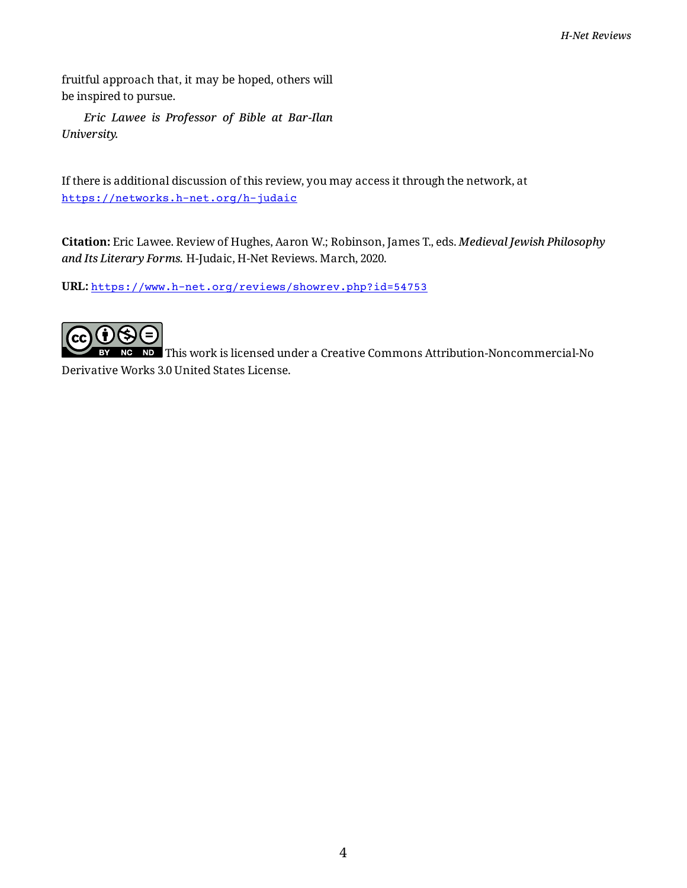fruitful approach that, it may be hoped, others will be inspired to pursue.

*Eric Lawee is Professor of Bible at Bar-Ilan University.*

If there is additional discussion of this review, you may access it through the network, at https://networks.h-net.org/h-judaic

**Citation:** Eric Lawee. Review of Hughes, Aaron W.; Robinson, James T., eds. ***Medieval Jewish Philosophy and Its Literary Forms.*** H-Judaic, H-Net Reviews. March, 2020.

**URL:** https://www.h-net.org/reviews/showrev.php?id=54753

This work is licensed under a Creative Commons Attribution-Noncommercial-No Derivative Works 3.0 United States License.